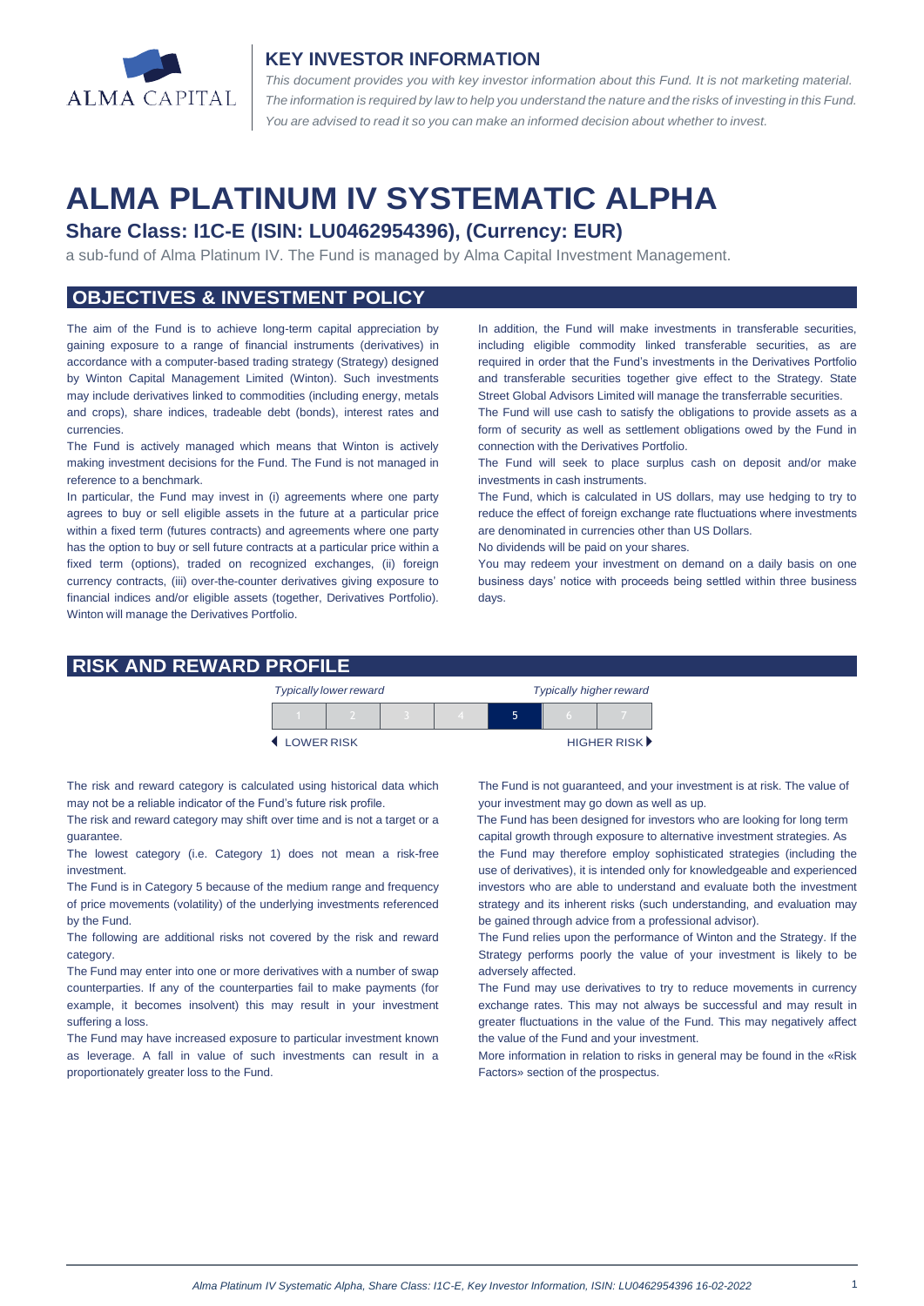ALMA CAPITAL

## KEY INVESTOR INFORMATION

*This document provides you with key investor information about this Fund. It is not marketing material. The information is required by law to help you understand the nature and the risks of investing in this Fund. You are advised to read it so you can make an informed decision about whether to invest.*

# ALMA PLATINUM IV SYSTEMATIC ALPHA

### Share Class: I1C-E (ISIN: LU0462954396), (Currency: EUR)

a sub-fund of Alma Platinum IV. The Fund is managed by Alma Capital Investment Management.

## OBJECTIVES & INVESTMENT POLICY

The aim of the Fund is to achieve long-term capital appreciation by gaining exposure to a range of financial instruments (derivatives) in accordance with a computer-based trading strategy (Strategy) designed by Winton Capital Management Limited (Winton). Such investments may include derivatives linked to commodities (including energy, metals and crops), share indices, tradeable debt (bonds), interest rates and currencies.

The Fund is actively managed which means that Winton is actively making investment decisions for the Fund. The Fund is not managed in reference to a benchmark.

In particular, the Fund may invest in (i) agreements where one party agrees to buy or sell eligible assets in the future at a particular price within a fixed term (futures contracts) and agreements where one party has the option to buy or sell future contracts at a particular price within a fixed term (options), traded on recognized exchanges, (ii) foreign currency contracts, (iii) over-the-counter derivatives giving exposure to financial indices and/or eligible assets (together, Derivatives Portfolio). Winton will manage the Derivatives Portfolio.

In addition, the Fund will make investments in transferable securities, including eligible commodity linked transferable securities, as are required in order that the Fund's investments in the Derivatives Portfolio and transferable securities together give effect to the Strategy. State Street Global Advisors Limited will manage the transferrable securities.

The Fund will use cash to satisfy the obligations to provide assets as a form of security as well as settlement obligations owed by the Fund in connection with the Derivatives Portfolio.

The Fund will seek to place surplus cash on deposit and/or make investments in cash instruments.

The Fund, which is calculated in US dollars, may use hedging to try to reduce the effect of foreign exchange rate fluctuations where investments are denominated in currencies other than US Dollars.

No dividends will be paid on your shares.

You may redeem your investment on demand on a daily basis on one business days' notice with proceeds being settled within three business days.

## RISK AND REWARD PROFILE

*Typically lower reward* — *Typically higher reward*

| 1 | 2 | 3 | 4 | **5** | 6 | 7 |
|---|---|---|---|---|---|---|

◀ LOWER RISK — HIGHER RISK ▶

The risk and reward category is calculated using historical data which may not be a reliable indicator of the Fund's future risk profile.

The risk and reward category may shift over time and is not a target or a guarantee.

The lowest category (i.e. Category 1) does not mean a risk-free investment.

The Fund is in Category 5 because of the medium range and frequency of price movements (volatility) of the underlying investments referenced by the Fund.

The following are additional risks not covered by the risk and reward category.

The Fund may enter into one or more derivatives with a number of swap counterparties. If any of the counterparties fail to make payments (for example, it becomes insolvent) this may result in your investment suffering a loss.

The Fund may have increased exposure to particular investment known as leverage. A fall in value of such investments can result in a proportionately greater loss to the Fund.

The Fund is not guaranteed, and your investment is at risk. The value of your investment may go down as well as up.

The Fund has been designed for investors who are looking for long term capital growth through exposure to alternative investment strategies. As the Fund may therefore employ sophisticated strategies (including the use of derivatives), it is intended only for knowledgeable and experienced investors who are able to understand and evaluate both the investment strategy and its inherent risks (such understanding, and evaluation may be gained through advice from a professional advisor).

The Fund relies upon the performance of Winton and the Strategy. If the Strategy performs poorly the value of your investment is likely to be adversely affected.

The Fund may use derivatives to try to reduce movements in currency exchange rates. This may not always be successful and may result in greater fluctuations in the value of the Fund. This may negatively affect the value of the Fund and your investment.

More information in relation to risks in general may be found in the «Risk Factors» section of the prospectus.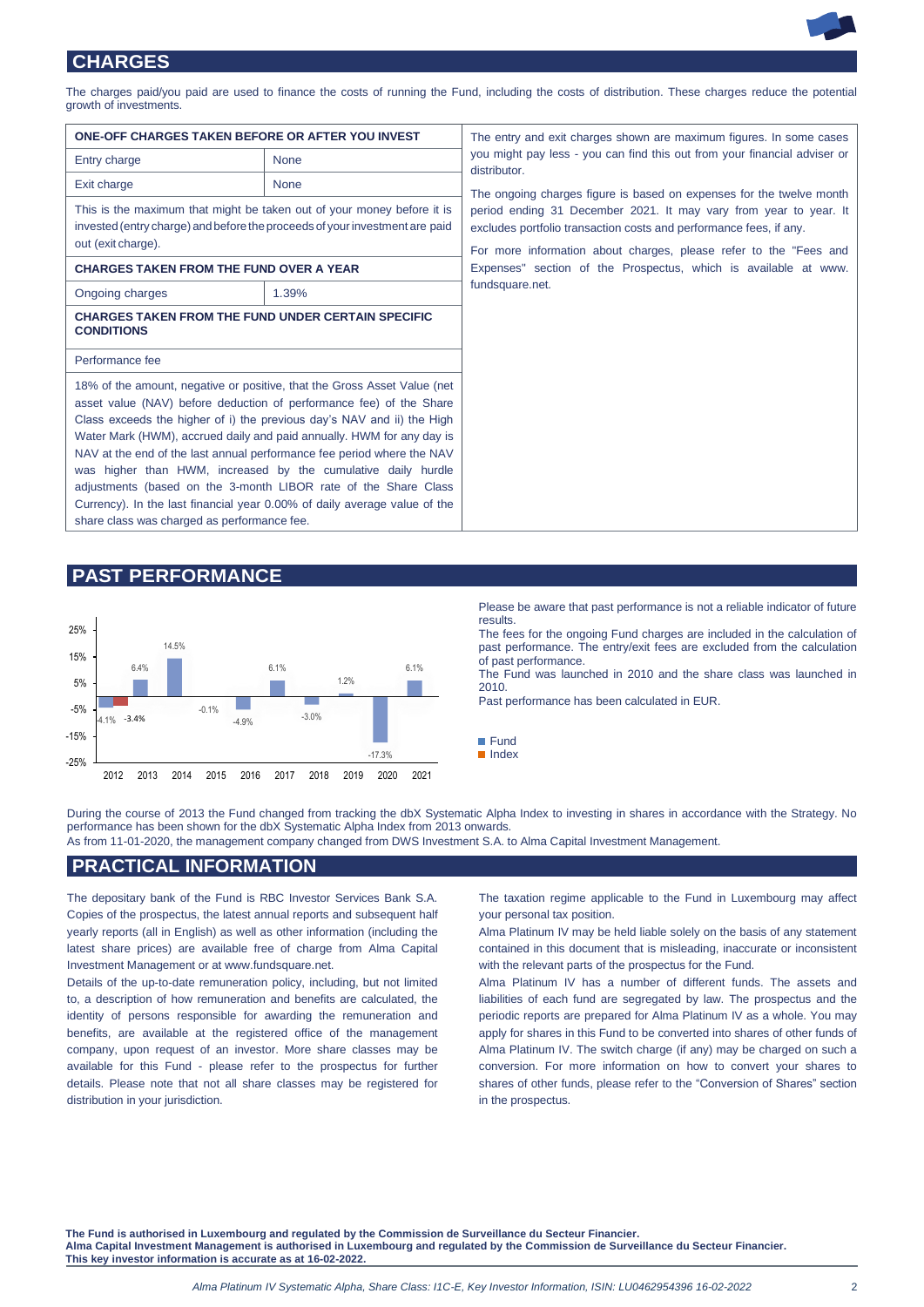## CHARGES

The charges paid/you paid are used to finance the costs of running the Fund, including the costs of distribution. These charges reduce the potential growth of investments.

| ONE-OFF CHARGES TAKEN BEFORE OR AFTER YOU INVEST | |
|---|---|
| Entry charge | None |
| Exit charge | None |
| This is the maximum that might be taken out of your money before it is invested (entry charge) and before the proceeds of your investment are paid out (exit charge). | |
| **CHARGES TAKEN FROM THE FUND OVER A YEAR** | |
| Ongoing charges | 1.39% |
| **CHARGES TAKEN FROM THE FUND UNDER CERTAIN SPECIFIC CONDITIONS** | |
| Performance fee | |
| 18% of the amount, negative or positive, that the Gross Asset Value (net asset value (NAV) before deduction of performance fee) of the Share Class exceeds the higher of i) the previous day's NAV and ii) the High Water Mark (HWM), accrued daily and paid annually. HWM for any day is NAV at the end of the last annual performance fee period where the NAV was higher than HWM, increased by the cumulative daily hurdle adjustments (based on the 3-month LIBOR rate of the Share Class Currency). In the last financial year 0.00% of daily average value of the share class was charged as performance fee. | |

The entry and exit charges shown are maximum figures. In some cases you might pay less - you can find this out from your financial adviser or distributor.

The ongoing charges figure is based on expenses for the twelve month period ending 31 December 2021. It may vary from year to year. It excludes portfolio transaction costs and performance fees, if any.

For more information about charges, please refer to the "Fees and Expenses" section of the Prospectus, which is available at www. fundsquare.net.

## PAST PERFORMANCE

25%
15%
5%
-5%
-15%
-25%

-4.1% -3.4% 6.4% 14.5% -0.1% -4.9% 6.1% -3.0% 1.2% -17.3% 6.1%

2012 2013 2014 2015 2016 2017 2018 2019 2020 2021

Fund
Index

Please be aware that past performance is not a reliable indicator of future results.
The fees for the ongoing Fund charges are included in the calculation of past performance. The entry/exit fees are excluded from the calculation of past performance.
The Fund was launched in 2010 and the share class was launched in 2010.
Past performance has been calculated in EUR.

During the course of 2013 the Fund changed from tracking the dbX Systematic Alpha Index to investing in shares in accordance with the Strategy. No performance has been shown for the dbX Systematic Alpha Index from 2013 onwards.
As from 11-01-2020, the management company changed from DWS Investment S.A. to Alma Capital Investment Management.

## PRACTICAL INFORMATION

The depositary bank of the Fund is RBC Investor Services Bank S.A. Copies of the prospectus, the latest annual reports and subsequent half yearly reports (all in English) as well as other information (including the latest share prices) are available free of charge from Alma Capital Investment Management or at www.fundsquare.net.

Details of the up-to-date remuneration policy, including, but not limited to, a description of how remuneration and benefits are calculated, the identity of persons responsible for awarding the remuneration and benefits, are available at the registered office of the management company, upon request of an investor. More share classes may be available for this Fund - please refer to the prospectus for further details. Please note that not all share classes may be registered for distribution in your jurisdiction.

The taxation regime applicable to the Fund in Luxembourg may affect your personal tax position.

Alma Platinum IV may be held liable solely on the basis of any statement contained in this document that is misleading, inaccurate or inconsistent with the relevant parts of the prospectus for the Fund.

Alma Platinum IV has a number of different funds. The assets and liabilities of each fund are segregated by law. The prospectus and the periodic reports are prepared for Alma Platinum IV as a whole. You may apply for shares in this Fund to be converted into shares of other funds of Alma Platinum IV. The switch charge (if any) may be charged on such a conversion. For more information on how to convert your shares to shares of other funds, please refer to the "Conversion of Shares" section in the prospectus.

**The Fund is authorised in Luxembourg and regulated by the Commission de Surveillance du Secteur Financier.**
**Alma Capital Investment Management is authorised in Luxembourg and regulated by the Commission de Surveillance du Secteur Financier.**
**This key investor information is accurate as at 16-02-2022.**